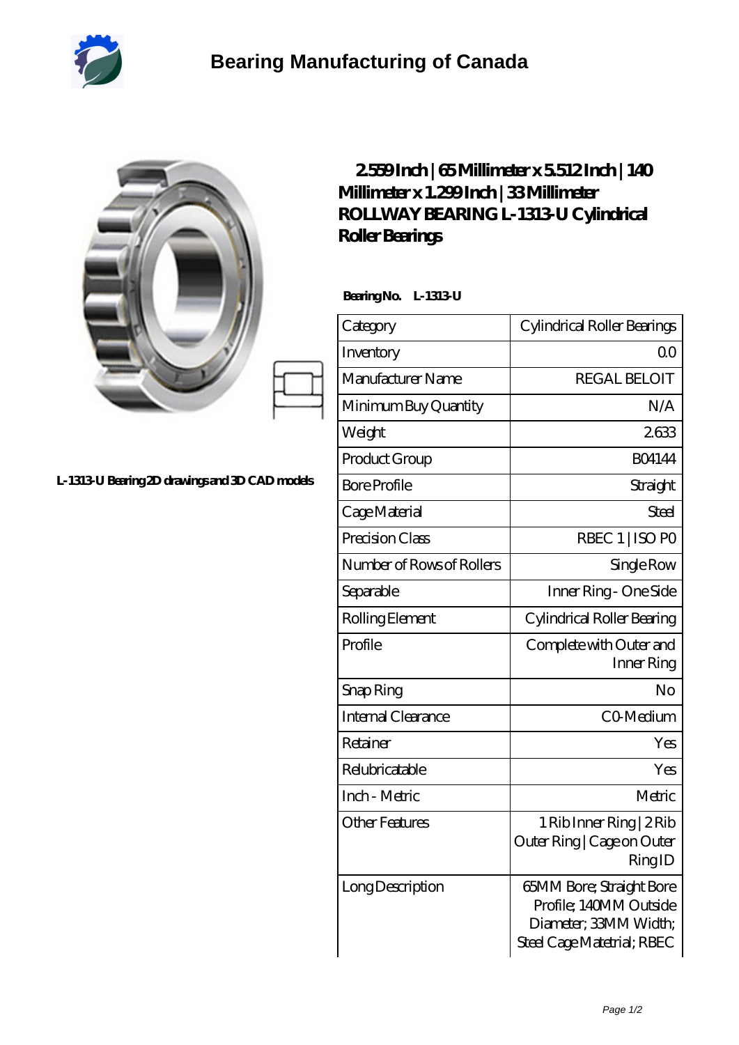# Bearing Manufacturing of Canada

L-1313-U Bearing 2D drawings and 3D CAD models

## 2.559 Inch | 65 Millimeter x 5.512 Inch | 140 Millimeter x 1.299 Inch | 33 Millimeter ROLLWAY BEARING L-1313-U Cylindrical Roller Bearings

**Bearing No. L-1313-U**

| | |
|---|---|
| Category | Cylindrical Roller Bearings |
| Inventory | 0.0 |
| Manufacturer Name | REGAL BELOIT |
| Minimum Buy Quantity | N/A |
| Weight | 2.633 |
| Product Group | B04144 |
| Bore Profile | Straight |
| Cage Material | Steel |
| Precision Class | RBEC 1 \| ISO P0 |
| Number of Rows of Rollers | Single Row |
| Separable | Inner Ring - One Side |
| Rolling Element | Cylindrical Roller Bearing |
| Profile | Complete with Outer and Inner Ring |
| Snap Ring | No |
| Internal Clearance | C0-Medium |
| Retainer | Yes |
| Relubricatable | Yes |
| Inch - Metric | Metric |
| Other Features | 1 Rib Inner Ring \| 2 Rib Outer Ring \| Cage on Outer Ring ID |
| Long Description | 65MM Bore; Straight Bore Profile; 140MM Outside Diameter; 33MM Width; Steel Cage Matetrial; RBEC |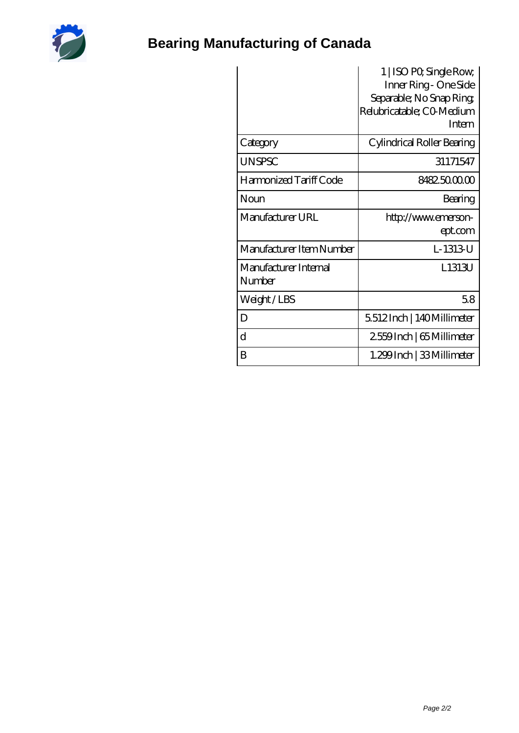| | |
|---|---|
| | 1 \| ISO P0; Single Row; Inner Ring - One Side Separable; No Snap Ring; Relubricatable; C0-Medium Intern |
| Category | Cylindrical Roller Bearing |
| UNSPSC | 31171547 |
| Harmonized Tariff Code | 8482.50.00.00 |
| Noun | Bearing |
| Manufacturer URL | http://www.emerson-ept.com |
| Manufacturer Item Number | L-1313-U |
| Manufacturer Internal Number | L1313U |
| Weight / LBS | 5.8 |
| D | 5.512 Inch \| 140 Millimeter |
| d | 2.559 Inch \| 65 Millimeter |
| B | 1.299 Inch \| 33 Millimeter |